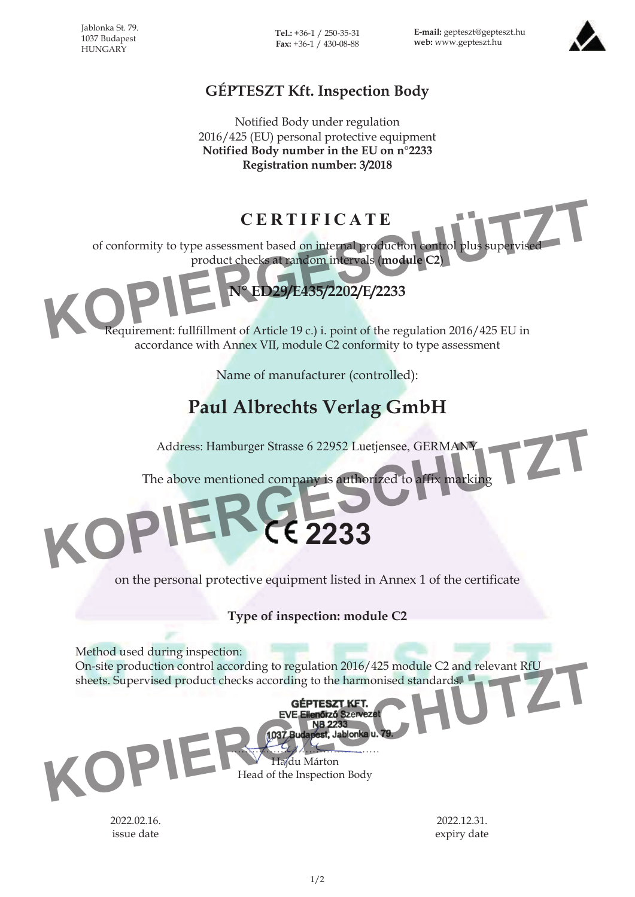Jablonka St. 79.
1037 Budapest
HUNGARY

**Tel.:** +36-1 / 250-35-31
**Fax:** +36-1 / 430-08-88

**E-mail:** gepteszt@gepteszt.hu
**web:** www.gepteszt.hu

## GÉPTESZT Kft. Inspection Body

Notified Body under regulation
2016/425 (EU) personal protective equipment
**Notified Body number in the EU on n°2233**
**Registration number: 3/2018**

# CERTIFICATE

of conformity to type assessment based on internal production control plus supervised product checks at random intervals (**module C2**)

## N° ED29/E435/2202/E/2233

Requirement: fullfillment of Article 19 c.) i. point of the regulation 2016/425 EU in accordance with Annex VII, module C2 conformity to type assessment

Name of manufacturer (controlled):

## Paul Albrechts Verlag GmbH

Address: Hamburger Strasse 6 22952 Luetjensee, GERMANY

The above mentioned company is authorized to affix marking

**CE 2233**

on the personal protective equipment listed in Annex 1 of the certificate

**Type of inspection: module C2**

Method used during inspection:
On-site production control according to regulation 2016/425 module C2 and relevant RfU sheets. Supervised product checks according to the harmonised standards.

GÉPTESZT KFT.
EVE Ellenőrző Szervezet
NB 2233
1037 Budapest, Jablonka u. 79.

……………………………………
Hajdu Márton
Head of the Inspection Body

2022.02.16.
issue date

2022.12.31.
expiry date

KOPIERGESCHÜTZT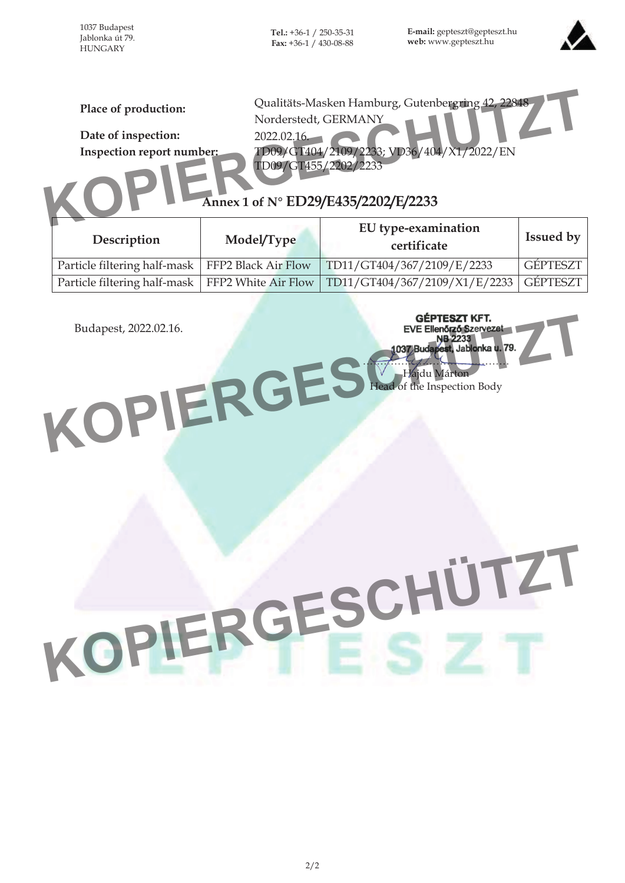1037 Budapest
Jablonka út 79.
HUNGARY

**Tel.:** +36-1 / 250-35-31
**Fax:** +36-1 / 430-08-88

**E-mail:** gepteszt@gepteszt.hu
**web:** www.gepteszt.hu

| | |
|---|---|
| **Place of production:** | Qualitäts-Masken Hamburg, Gutenbergring 42, 22848 Norderstedt, GERMANY |
| **Date of inspection:** | 2022.02.16. |
| **Inspection report number:** | TD09/GT404/2109/2233; VD36/404/X1/2022/EN TD09/GT455/2202/2233 |

## Annex 1 of N° ED29/E435/2202/E/2233

| Description | Model/Type | EU type-examination certificate | Issued by |
|---|---|---|---|
| Particle filtering half-mask | FFP2 Black Air Flow | TD11/GT404/367/2109/E/2233 | GÉPTESZT |
| Particle filtering half-mask | FFP2 White Air Flow | TD11/GT404/367/2109/X1/E/2233 | GÉPTESZT |

Budapest, 2022.02.16.

GÉPTESZT KFT.
EVE Ellenőrző Szervezet
NB 2233
1037 Budapest, Jablonka u. 79.

Hajdu Márton
Head of the Inspection Body

KOPIERGESCHÜTZT